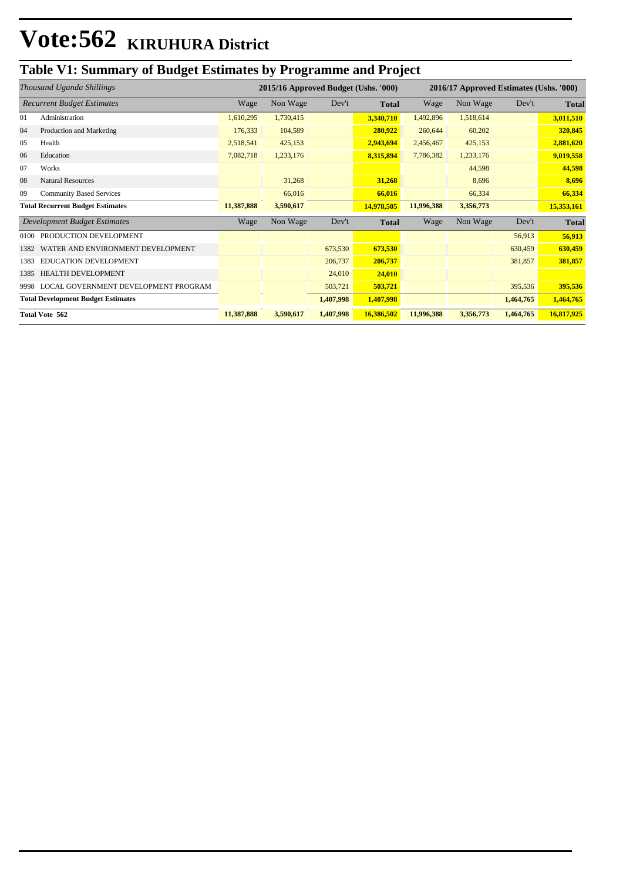# Vote:562 KIRUHURA District

## Table V1: Summary of Budget Estimates by Programme and Project

| *Thousand Uganda Shillings* | | 2015/16 Approved Budget (Ushs. '000) | | | | 2016/17 Approved Estimates (Ushs. '000) | | | |
|---|---|---|---|---|---|---|---|---|---|
| *Recurrent Budget Estimates* | | Wage | Non Wage | Dev't | **Total** | Wage | Non Wage | Dev't | **Total** |
| 01 | Administration | 1,610,295 | 1,730,415 | | **3,340,710** | 1,492,896 | 1,518,614 | | **3,011,510** |
| 04 | Production and Marketing | 176,333 | 104,589 | | **280,922** | 260,644 | 60,202 | | **320,845** |
| 05 | Health | 2,518,541 | 425,153 | | **2,943,694** | 2,456,467 | 425,153 | | **2,881,620** |
| 06 | Education | 7,082,718 | 1,233,176 | | **8,315,894** | 7,786,382 | 1,233,176 | | **9,019,558** |
| 07 | Works | | | | | | 44,598 | | **44,598** |
| 08 | Natural Resources | | 31,268 | | **31,268** | | 8,696 | | **8,696** |
| 09 | Community Based Services | | 66,016 | | **66,016** | | 66,334 | | **66,334** |
| **Total Recurrent Budget Estimates** | | **11,387,888** | **3,590,617** | | **14,978,505** | **11,996,388** | **3,356,773** | | **15,353,161** |
| *Development Budget Estimates* | | Wage | Non Wage | Dev't | **Total** | Wage | Non Wage | Dev't | **Total** |
| 0100 | PRODUCTION DEVELOPMENT | | | | | | | 56,913 | **56,913** |
| 1382 | WATER AND ENVIRONMENT DEVELOPMENT | | | 673,530 | **673,530** | | | 630,459 | **630,459** |
| 1383 | EDUCATION DEVELOPMENT | | | 206,737 | **206,737** | | | 381,857 | **381,857** |
| 1385 | HEALTH DEVELOPMENT | | | 24,010 | **24,010** | | | | |
| 9998 | LOCAL GOVERNMENT DEVELOPMENT PROGRAM | | | 503,721 | **503,721** | | | 395,536 | **395,536** |
| **Total Development Budget Estimates** | | | | **1,407,998** | **1,407,998** | | | **1,464,765** | **1,464,765** |
| **Total Vote 562** | | **11,387,888** | **3,590,617** | **1,407,998** | **16,386,502** | **11,996,388** | **3,356,773** | **1,464,765** | **16,817,925** |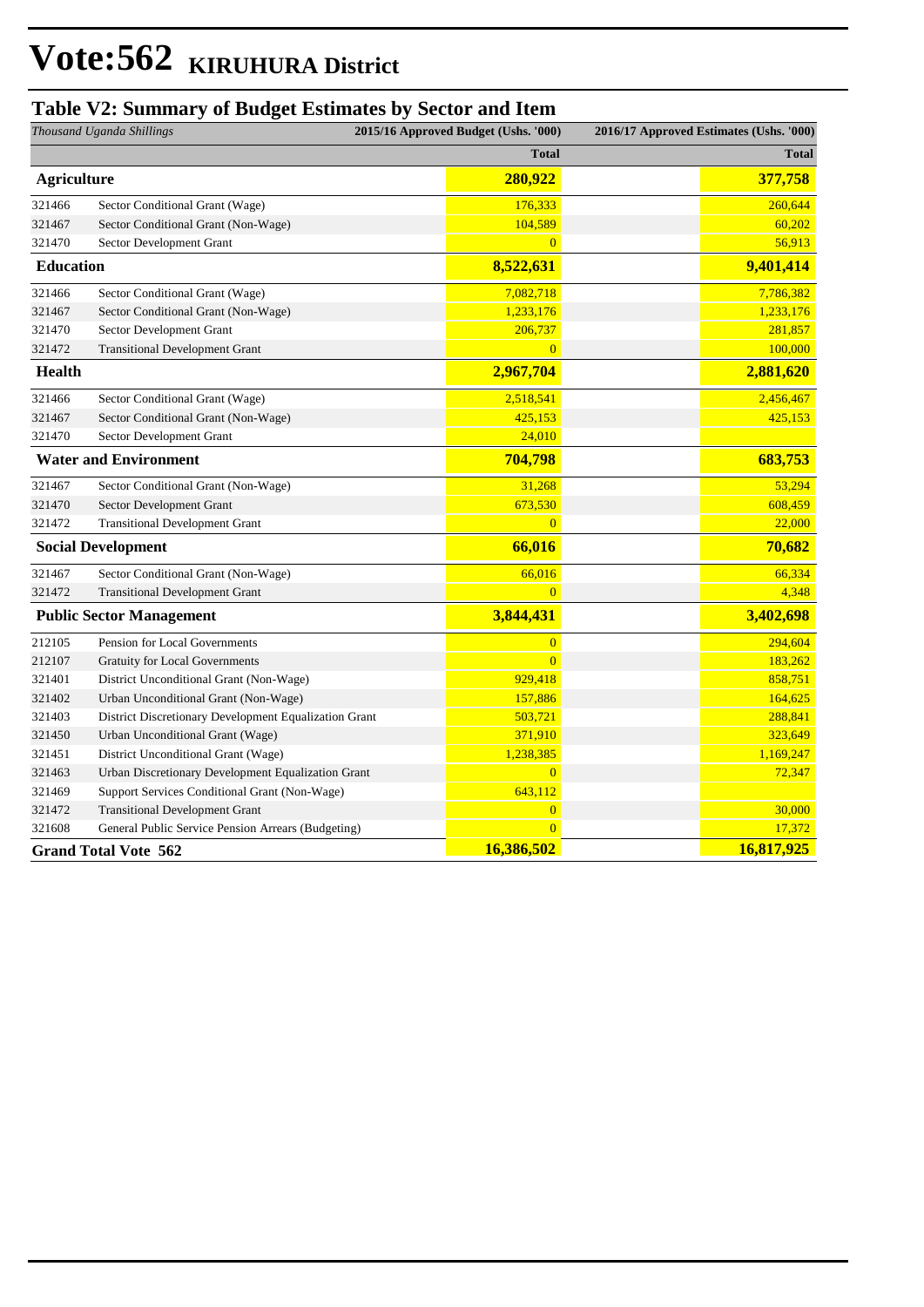# Vote:562 KIRUHURA District

## Table V2: Summary of Budget Estimates by Sector and Item

| *Thousand Uganda Shillings* | | 2015/16 Approved Budget (Ushs. '000) | 2016/17 Approved Estimates (Ushs. '000) |
|---|---|---|---|
| | | **Total** | **Total** |
| **Agriculture** | | **280,922** | **377,758** |
| 321466 | Sector Conditional Grant (Wage) | 176,333 | 260,644 |
| 321467 | Sector Conditional Grant (Non-Wage) | 104,589 | 60,202 |
| 321470 | Sector Development Grant | 0 | 56,913 |
| **Education** | | **8,522,631** | **9,401,414** |
| 321466 | Sector Conditional Grant (Wage) | 7,082,718 | 7,786,382 |
| 321467 | Sector Conditional Grant (Non-Wage) | 1,233,176 | 1,233,176 |
| 321470 | Sector Development Grant | 206,737 | 281,857 |
| 321472 | Transitional Development Grant | 0 | 100,000 |
| **Health** | | **2,967,704** | **2,881,620** |
| 321466 | Sector Conditional Grant (Wage) | 2,518,541 | 2,456,467 |
| 321467 | Sector Conditional Grant (Non-Wage) | 425,153 | 425,153 |
| 321470 | Sector Development Grant | 24,010 | |
| **Water and Environment** | | **704,798** | **683,753** |
| 321467 | Sector Conditional Grant (Non-Wage) | 31,268 | 53,294 |
| 321470 | Sector Development Grant | 673,530 | 608,459 |
| 321472 | Transitional Development Grant | 0 | 22,000 |
| **Social Development** | | **66,016** | **70,682** |
| 321467 | Sector Conditional Grant (Non-Wage) | 66,016 | 66,334 |
| 321472 | Transitional Development Grant | 0 | 4,348 |
| **Public Sector Management** | | **3,844,431** | **3,402,698** |
| 212105 | Pension for Local Governments | 0 | 294,604 |
| 212107 | Gratuity for Local Governments | 0 | 183,262 |
| 321401 | District Unconditional Grant (Non-Wage) | 929,418 | 858,751 |
| 321402 | Urban Unconditional Grant (Non-Wage) | 157,886 | 164,625 |
| 321403 | District Discretionary Development Equalization Grant | 503,721 | 288,841 |
| 321450 | Urban Unconditional Grant (Wage) | 371,910 | 323,649 |
| 321451 | District Unconditional Grant (Wage) | 1,238,385 | 1,169,247 |
| 321463 | Urban Discretionary Development Equalization Grant | 0 | 72,347 |
| 321469 | Support Services Conditional Grant (Non-Wage) | 643,112 | |
| 321472 | Transitional Development Grant | 0 | 30,000 |
| 321608 | General Public Service Pension Arrears (Budgeting) | 0 | 17,372 |
| **Grand Total Vote 562** | | **16,386,502** | **16,817,925** |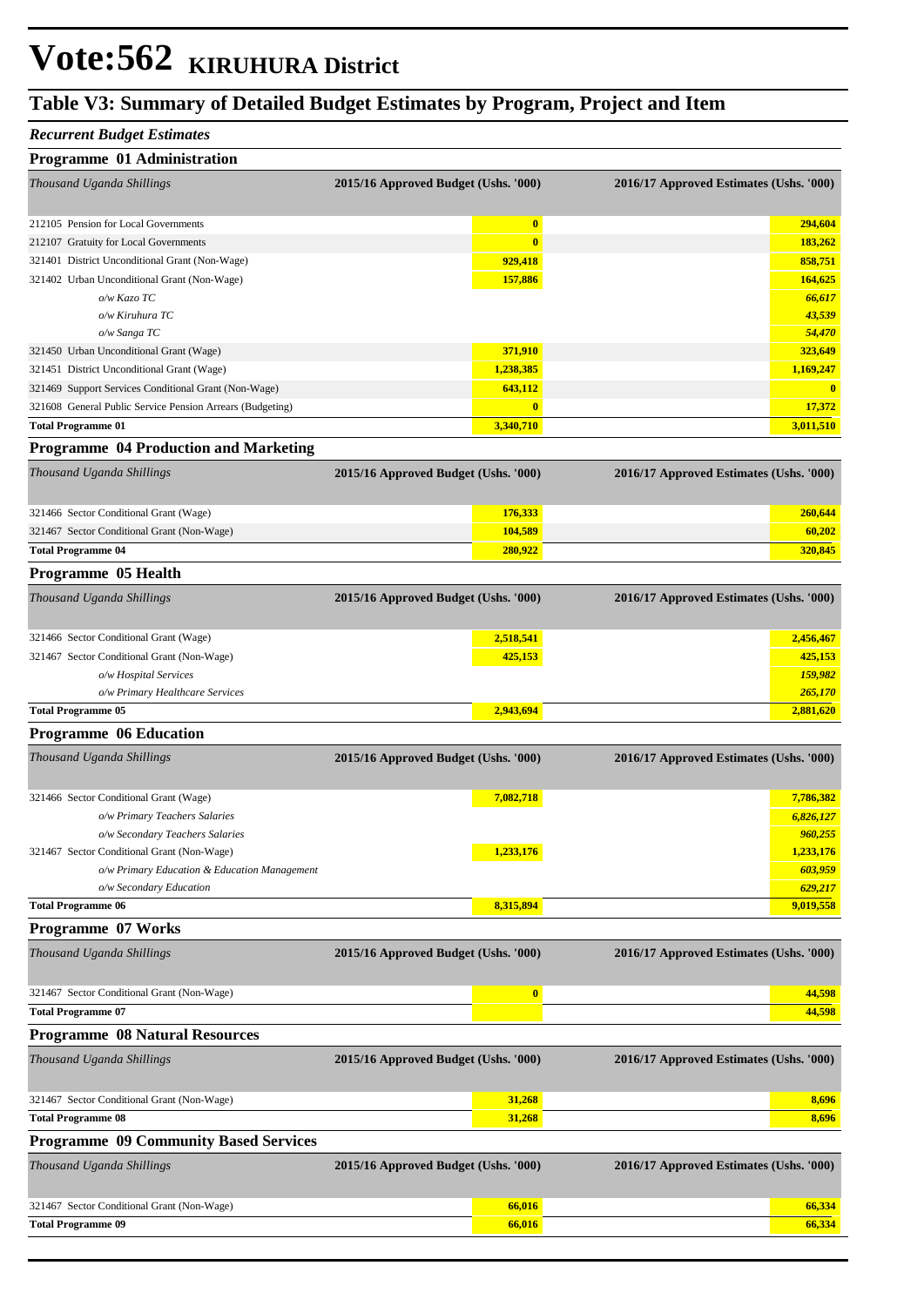# Vote:562 KIRUHURA District

## Table V3: Summary of Detailed Budget Estimates by Program, Project and Item

### *Recurrent Budget Estimates*

### Programme 01 Administration

| *Thousand Uganda Shillings* | 2015/16 Approved Budget (Ushs. '000) | 2016/17 Approved Estimates (Ushs. '000) |
|---|---|---|
| 212105 Pension for Local Governments | 0 | 294,604 |
| 212107 Gratuity for Local Governments | 0 | 183,262 |
| 321401 District Unconditional Grant (Non-Wage) | 929,418 | 858,751 |
| 321402 Urban Unconditional Grant (Non-Wage) | 157,886 | 164,625 |
| *o/w Kazo TC* | | *66,617* |
| *o/w Kiruhura TC* | | *43,539* |
| *o/w Sanga TC* | | *54,470* |
| 321450 Urban Unconditional Grant (Wage) | 371,910 | 323,649 |
| 321451 District Unconditional Grant (Wage) | 1,238,385 | 1,169,247 |
| 321469 Support Services Conditional Grant (Non-Wage) | 643,112 | 0 |
| 321608 General Public Service Pension Arrears (Budgeting) | 0 | 17,372 |
| **Total Programme 01** | **3,340,710** | **3,011,510** |

### Programme 04 Production and Marketing

| *Thousand Uganda Shillings* | 2015/16 Approved Budget (Ushs. '000) | 2016/17 Approved Estimates (Ushs. '000) |
|---|---|---|
| 321466 Sector Conditional Grant (Wage) | 176,333 | 260,644 |
| 321467 Sector Conditional Grant (Non-Wage) | 104,589 | 60,202 |
| **Total Programme 04** | **280,922** | **320,845** |

### Programme 05 Health

| *Thousand Uganda Shillings* | 2015/16 Approved Budget (Ushs. '000) | 2016/17 Approved Estimates (Ushs. '000) |
|---|---|---|
| 321466 Sector Conditional Grant (Wage) | 2,518,541 | 2,456,467 |
| 321467 Sector Conditional Grant (Non-Wage) | 425,153 | 425,153 |
| *o/w Hospital Services* | | *159,982* |
| *o/w Primary Healthcare Services* | | *265,170* |
| **Total Programme 05** | **2,943,694** | **2,881,620** |

### Programme 06 Education

| *Thousand Uganda Shillings* | 2015/16 Approved Budget (Ushs. '000) | 2016/17 Approved Estimates (Ushs. '000) |
|---|---|---|
| 321466 Sector Conditional Grant (Wage) | 7,082,718 | 7,786,382 |
| *o/w Primary Teachers Salaries* | | *6,826,127* |
| *o/w Secondary Teachers Salaries* | | *960,255* |
| 321467 Sector Conditional Grant (Non-Wage) | 1,233,176 | 1,233,176 |
| *o/w Primary Education & Education Management* | | *603,959* |
| *o/w Secondary Education* | | *629,217* |
| **Total Programme 06** | **8,315,894** | **9,019,558** |

### Programme 07 Works

| *Thousand Uganda Shillings* | 2015/16 Approved Budget (Ushs. '000) | 2016/17 Approved Estimates (Ushs. '000) |
|---|---|---|
| 321467 Sector Conditional Grant (Non-Wage) | 0 | 44,598 |
| **Total Programme 07** | | **44,598** |

### Programme 08 Natural Resources

| *Thousand Uganda Shillings* | 2015/16 Approved Budget (Ushs. '000) | 2016/17 Approved Estimates (Ushs. '000) |
|---|---|---|
| 321467 Sector Conditional Grant (Non-Wage) | 31,268 | 8,696 |
| **Total Programme 08** | **31,268** | **8,696** |

### Programme 09 Community Based Services

| *Thousand Uganda Shillings* | 2015/16 Approved Budget (Ushs. '000) | 2016/17 Approved Estimates (Ushs. '000) |
|---|---|---|
| 321467 Sector Conditional Grant (Non-Wage) | 66,016 | 66,334 |
| **Total Programme 09** | **66,016** | **66,334** |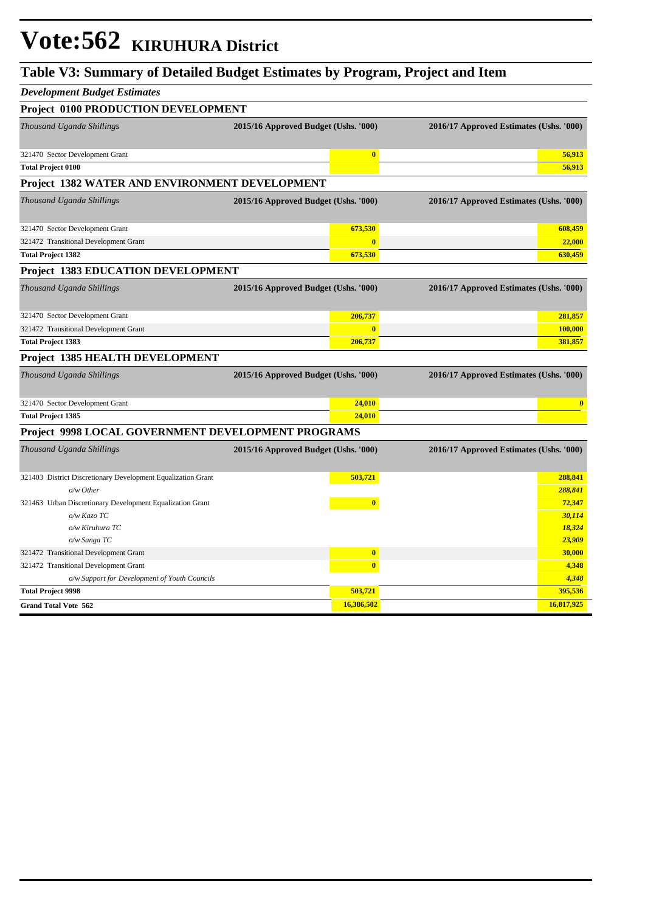# Vote:562 KIRUHURA District

## Table V3: Summary of Detailed Budget Estimates by Program, Project and Item

### *Development Budget Estimates*

**Project 0100 PRODUCTION DEVELOPMENT**

| *Thousand Uganda Shillings* | 2015/16 Approved Budget (Ushs. '000) | 2016/17 Approved Estimates (Ushs. '000) |
|---|---|---|
| 321470 Sector Development Grant | 0 | 56,913 |
| **Total Project 0100** | | 56,913 |

**Project 1382 WATER AND ENVIRONMENT DEVELOPMENT**

| *Thousand Uganda Shillings* | 2015/16 Approved Budget (Ushs. '000) | 2016/17 Approved Estimates (Ushs. '000) |
|---|---|---|
| 321470 Sector Development Grant | 673,530 | 608,459 |
| 321472 Transitional Development Grant | 0 | 22,000 |
| **Total Project 1382** | 673,530 | 630,459 |

**Project 1383 EDUCATION DEVELOPMENT**

| *Thousand Uganda Shillings* | 2015/16 Approved Budget (Ushs. '000) | 2016/17 Approved Estimates (Ushs. '000) |
|---|---|---|
| 321470 Sector Development Grant | 206,737 | 281,857 |
| 321472 Transitional Development Grant | 0 | 100,000 |
| **Total Project 1383** | 206,737 | 381,857 |

**Project 1385 HEALTH DEVELOPMENT**

| *Thousand Uganda Shillings* | 2015/16 Approved Budget (Ushs. '000) | 2016/17 Approved Estimates (Ushs. '000) |
|---|---|---|
| 321470 Sector Development Grant | 24,010 | 0 |
| **Total Project 1385** | 24,010 | |

**Project 9998 LOCAL GOVERNMENT DEVELOPMENT PROGRAMS**

| *Thousand Uganda Shillings* | 2015/16 Approved Budget (Ushs. '000) | 2016/17 Approved Estimates (Ushs. '000) |
|---|---|---|
| 321403 District Discretionary Development Equalization Grant | 503,721 | 288,841 |
| *o/w Other* | | *288,841* |
| 321463 Urban Discretionary Development Equalization Grant | 0 | 72,347 |
| *o/w Kazo TC* | | *30,114* |
| *o/w Kiruhura TC* | | *18,324* |
| *o/w Sanga TC* | | *23,909* |
| 321472 Transitional Development Grant | 0 | 30,000 |
| 321472 Transitional Development Grant | 0 | 4,348 |
| *o/w Support for Development of Youth Councils* | | *4,348* |
| **Total Project 9998** | 503,721 | 395,536 |
| **Grand Total Vote 562** | 16,386,502 | 16,817,925 |